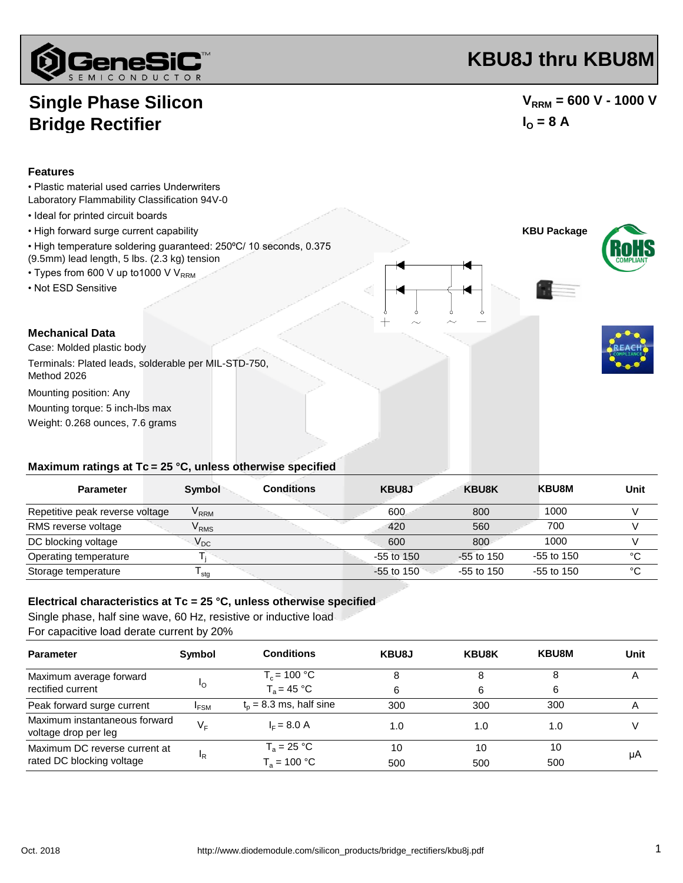# KBU8J thru KBU8M

## Single Phase Silicon Bridge Rectifier

$V_{RRM}$ = 600 V - 1000 V

$I_O$ = 8 A

### Features

- Plastic material used carries Underwriters Laboratory Flammability Classification 94V-0
- Ideal for printed circuit boards
- High forward surge current capability
- High temperature soldering guaranteed: 250ºC/ 10 seconds, 0.375 (9.5mm) lead length, 5 lbs. (2.3 kg) tension
- Types from 600 V up to1000 V $V_{RRM}$
- Not ESD Sensitive

KBU Package

### Mechanical Data

Case: Molded plastic body

Terminals: Plated leads, solderable per MIL-STD-750, Method 2026

Mounting position: Any

Mounting torque: 5 inch-lbs max

Weight: 0.268 ounces, 7.6 grams

### Maximum ratings at Tc = 25 °C, unless otherwise specified

| Parameter | Symbol | Conditions | KBU8J | KBU8K | KBU8M | Unit |
|---|---|---|---|---|---|---|
| Repetitive peak reverse voltage | $V_{RRM}$ | | 600 | 800 | 1000 | V |
| RMS reverse voltage | $V_{RMS}$ | | 420 | 560 | 700 | V |
| DC blocking voltage | $V_{DC}$ | | 600 | 800 | 1000 | V |
| Operating temperature | $T_j$ | | -55 to 150 | -55 to 150 | -55 to 150 | °C |
| Storage temperature | $T_{stg}$ | | -55 to 150 | -55 to 150 | -55 to 150 | °C |

### Electrical characteristics at Tc = 25 °C, unless otherwise specified

Single phase, half sine wave, 60 Hz, resistive or inductive load

For capacitive load derate current by 20%

| Parameter | Symbol | Conditions | KBU8J | KBU8K | KBU8M | Unit |
|---|---|---|---|---|---|---|
| Maximum average forward rectified current | $I_O$ | $T_c$ = 100 °C | 8 | 8 | 8 | A |
| | | $T_a$ = 45 °C | 6 | 6 | 6 | |
| Peak forward surge current | $I_{FSM}$ | $t_p$ = 8.3 ms, half sine | 300 | 300 | 300 | A |
| Maximum instantaneous forward voltage drop per leg | $V_F$ | $I_F$ = 8.0 A | 1.0 | 1.0 | 1.0 | V |
| Maximum DC reverse current at rated DC blocking voltage | $I_R$ | $T_a$ = 25 °C | 10 | 10 | 10 | μA |
| | | $T_a$ = 100 °C | 500 | 500 | 500 | |

Oct. 2018

http://www.diodemodule.com/silicon_products/bridge_rectifiers/kbu8j.pdf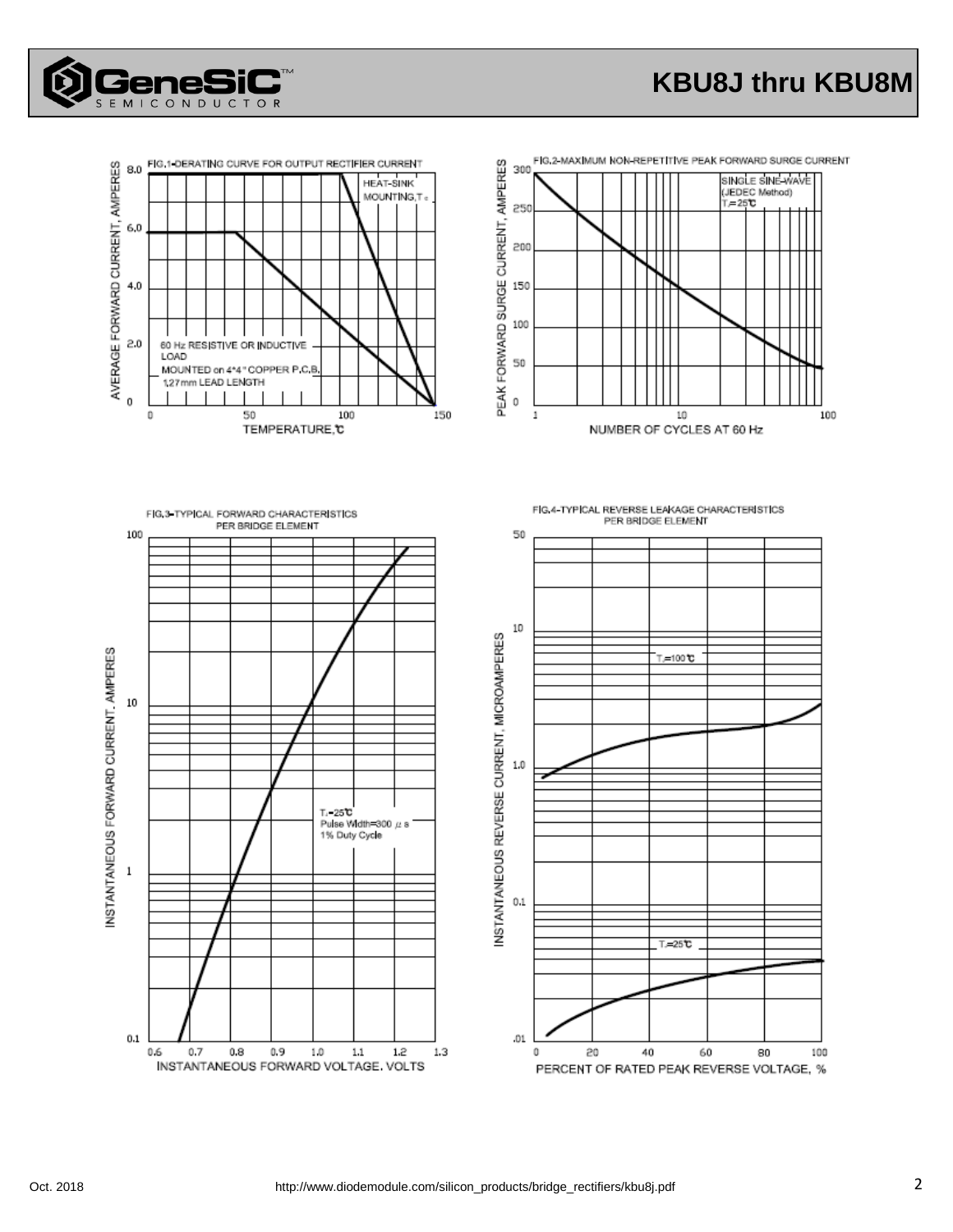FIG.1-DERATING CURVE FOR OUTPUT RECTIFIER CURRENT

AVERAGE FORWARD CURRENT, AMPERES

HEAT-SINK MOUNTING, $T_c$

60 Hz RESISTIVE OR INDUCTIVE LOAD

MOUNTED on 4"4" COPPER P.C.B. 1.27mm LEAD LENGTH

TEMPERATURE, ℃

FIG.2-MAXIMUM NON-REPETITIVE PEAK FORWARD SURGE CURRENT

PEAK FORWARD SURGE CURRENT, AMPERES

SINGLE SINE-WAVE (JEDEC Method) $T_J$=25℃

NUMBER OF CYCLES AT 60 Hz

FIG.3-TYPICAL FORWARD CHARACTERISTICS PER BRIDGE ELEMENT

INSTANTANEOUS FORWARD CURRENT, AMPERES

$T_J$=25℃ Pulse Width=300 μs 1% Duty Cycle

INSTANTANEOUS FORWARD VOLTAGE, VOLTS

FIG.4-TYPICAL REVERSE LEAKAGE CHARACTERISTICS PER BRIDGE ELEMENT

INSTANTANEOUS REVERSE CURRENT, MICROAMPERES

$T_J$=100℃

$T_J$=25℃

PERCENT OF RATED PEAK REVERSE VOLTAGE, %

Oct. 2018 http://www.diodemodule.com/silicon_products/bridge_rectifiers/kbu8j.pdf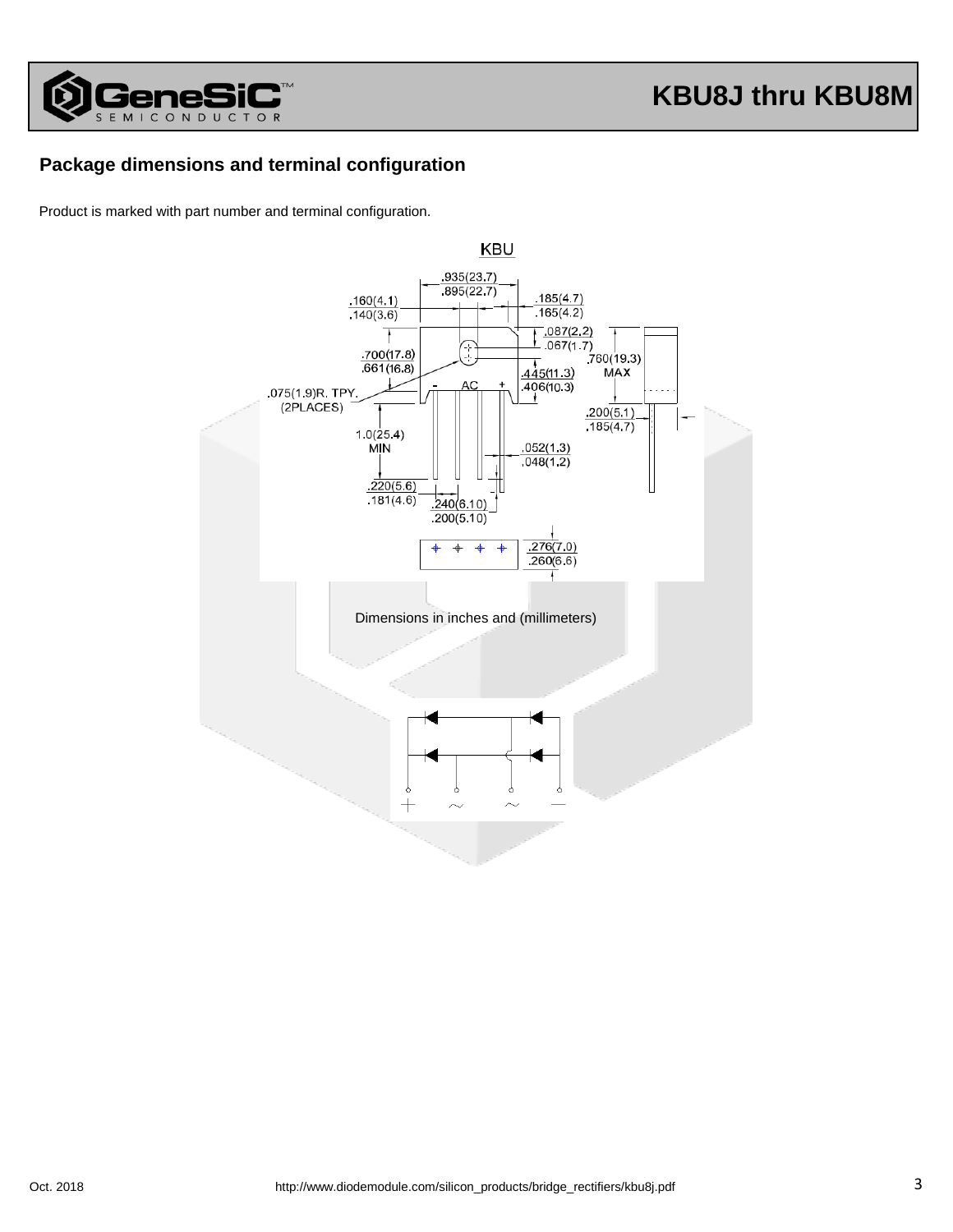## Package dimensions and terminal configuration

Product is marked with part number and terminal configuration.

KBU

.935(23.7)
.895(22.7)
.160(4.1)
.140(3.6)
.185(4.7)
.165(4.2)
.087(2.2)
.067(1.7)
.700(17.8)
.661(16.8)
.760(19.3)
MAX
.445(11.3)
.406(10.3)
.075(1.9)R. TPY.
(2PLACES)
.200(5.1)
.185(4.7)
1.0(25.4)
MIN
.052(1.3)
.048(1.2)
.220(5.6)
.181(4.6)
.240(6.10)
.200(5.10)
.276(7.0)
.260(6.6)

Dimensions in inches and (millimeters)